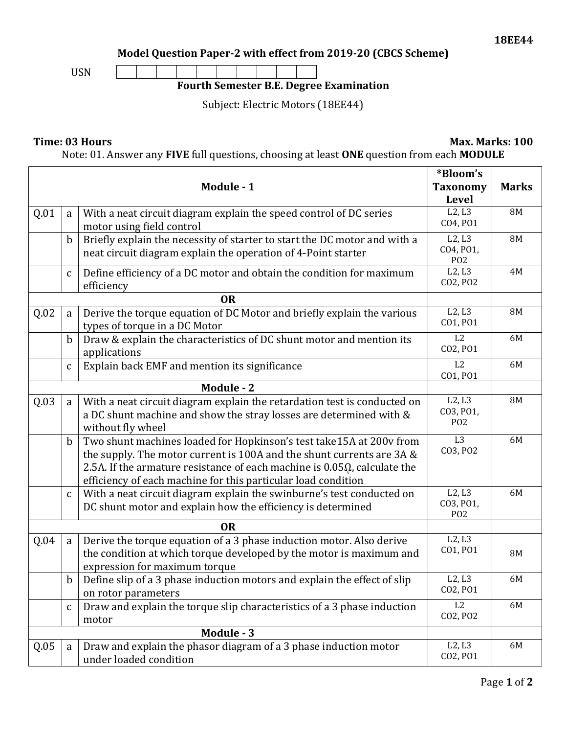18EE44

## Model Question Paper-2 with effect from 2019-20 (CBCS Scheme)

USN | | | | | | | | | | |

### Fourth Semester B.E. Degree Examination

Subject: Electric Motors (18EE44)

**Time: 03 Hours** **Max. Marks: 100**

Note: 01. Answer any **FIVE** full questions, choosing at least **ONE** question from each **MODULE**

| | | **Module - 1** | **\*Bloom's Taxonomy Level** | **Marks** |
|---|---|---|---|---|
| Q.01 | a | With a neat circuit diagram explain the speed control of DC series motor using field control | L2, L3 CO4, PO1 | 8M |
| | b | Briefly explain the necessity of starter to start the DC motor and with a neat circuit diagram explain the operation of 4-Point starter | L2, L3 CO4, PO1, PO2 | 8M |
| | c | Define efficiency of a DC motor and obtain the condition for maximum efficiency | L2, L3 CO2, PO2 | 4M |
| | | **OR** | | |
| Q.02 | a | Derive the torque equation of DC Motor and briefly explain the various types of torque in a DC Motor | L2, L3 CO1, PO1 | 8M |
| | b | Draw & explain the characteristics of DC shunt motor and mention its applications | L2 CO2, PO1 | 6M |
| | c | Explain back EMF and mention its significance | L2 CO1, PO1 | 6M |
| | | **Module - 2** | | |
| Q.03 | a | With a neat circuit diagram explain the retardation test is conducted on a DC shunt machine and show the stray losses are determined with & without fly wheel | L2, L3 CO3, PO1, PO2 | 8M |
| | b | Two shunt machines loaded for Hopkinson's test take15A at 200v from the supply. The motor current is 100A and the shunt currents are 3A & 2.5A. If the armature resistance of each machine is 0.05Ω, calculate the efficiency of each machine for this particular load condition | L3 CO3, PO2 | 6M |
| | c | With a neat circuit diagram explain the swinburne's test conducted on DC shunt motor and explain how the efficiency is determined | L2, L3 CO3, PO1, PO2 | 6M |
| | | **OR** | | |
| Q.04 | a | Derive the torque equation of a 3 phase induction motor. Also derive the condition at which torque developed by the motor is maximum and expression for maximum torque | L2, L3 CO1, PO1 | 8M |
| | b | Define slip of a 3 phase induction motors and explain the effect of slip on rotor parameters | L2, L3 CO2, PO1 | 6M |
| | c | Draw and explain the torque slip characteristics of a 3 phase induction motor | L2 CO2, PO2 | 6M |
| | | **Module - 3** | | |
| Q.05 | a | Draw and explain the phasor diagram of a 3 phase induction motor under loaded condition | L2, L3 CO2, PO1 | 6M |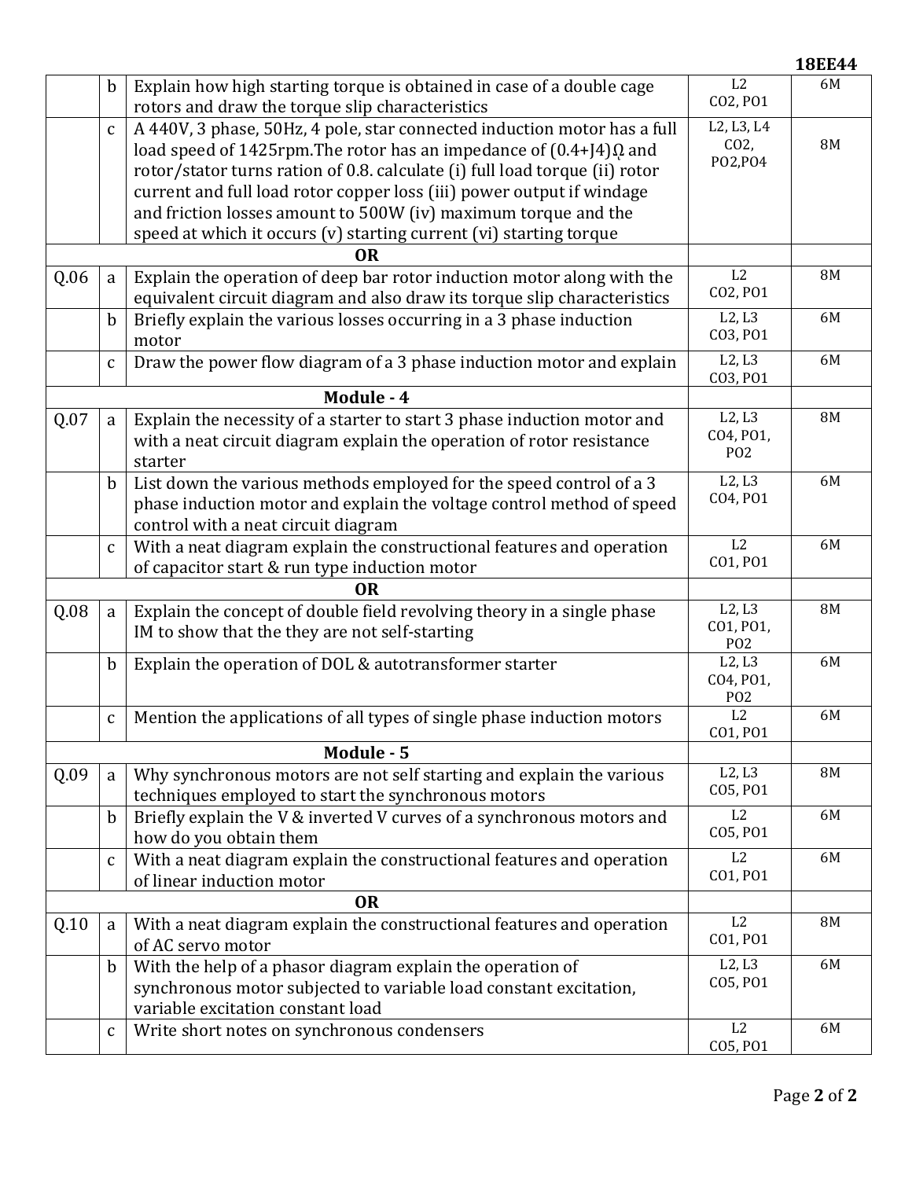| | | | | |
|---|---|---|---|---|
| | b | Explain how high starting torque is obtained in case of a double cage rotors and draw the torque slip characteristics | L2<br>CO2, PO1 | 6M |
| | c | A 440V, 3 phase, 50Hz, 4 pole, star connected induction motor has a full load speed of 1425rpm.The rotor has an impedance of (0.4+J4)Ω and rotor/stator turns ration of 0.8. calculate (i) full load torque (ii) rotor current and full load rotor copper loss (iii) power output if windage and friction losses amount to 500W (iv) maximum torque and the speed at which it occurs (v) starting current (vi) starting torque | L2, L3, L4<br>CO2,<br>PO2,PO4 | 8M |
| | | **OR** | | |
| Q.06 | a | Explain the operation of deep bar rotor induction motor along with the equivalent circuit diagram and also draw its torque slip characteristics | L2<br>CO2, PO1 | 8M |
| | b | Briefly explain the various losses occurring in a 3 phase induction motor | L2, L3<br>CO3, PO1 | 6M |
| | c | Draw the power flow diagram of a 3 phase induction motor and explain | L2, L3<br>CO3, PO1 | 6M |
| | | **Module - 4** | | |
| Q.07 | a | Explain the necessity of a starter to start 3 phase induction motor and with a neat circuit diagram explain the operation of rotor resistance starter | L2, L3<br>CO4, PO1,<br>PO2 | 8M |
| | b | List down the various methods employed for the speed control of a 3 phase induction motor and explain the voltage control method of speed control with a neat circuit diagram | L2, L3<br>CO4, PO1 | 6M |
| | c | With a neat diagram explain the constructional features and operation of capacitor start & run type induction motor | L2<br>CO1, PO1 | 6M |
| | | **OR** | | |
| Q.08 | a | Explain the concept of double field revolving theory in a single phase IM to show that the they are not self-starting | L2, L3<br>CO1, PO1,<br>PO2 | 8M |
| | b | Explain the operation of DOL & autotransformer starter | L2, L3<br>CO4, PO1,<br>PO2 | 6M |
| | c | Mention the applications of all types of single phase induction motors | L2<br>CO1, PO1 | 6M |
| | | **Module - 5** | | |
| Q.09 | a | Why synchronous motors are not self starting and explain the various techniques employed to start the synchronous motors | L2, L3<br>CO5, PO1 | 8M |
| | b | Briefly explain the V & inverted V curves of a synchronous motors and how do you obtain them | L2<br>CO5, PO1 | 6M |
| | c | With a neat diagram explain the constructional features and operation of linear induction motor | L2<br>CO1, PO1 | 6M |
| | | **OR** | | |
| Q.10 | a | With a neat diagram explain the constructional features and operation of AC servo motor | L2<br>CO1, PO1 | 8M |
| | b | With the help of a phasor diagram explain the operation of synchronous motor subjected to variable load constant excitation, variable excitation constant load | L2, L3<br>CO5, PO1 | 6M |
| | c | Write short notes on synchronous condensers | L2<br>CO5, PO1 | 6M |